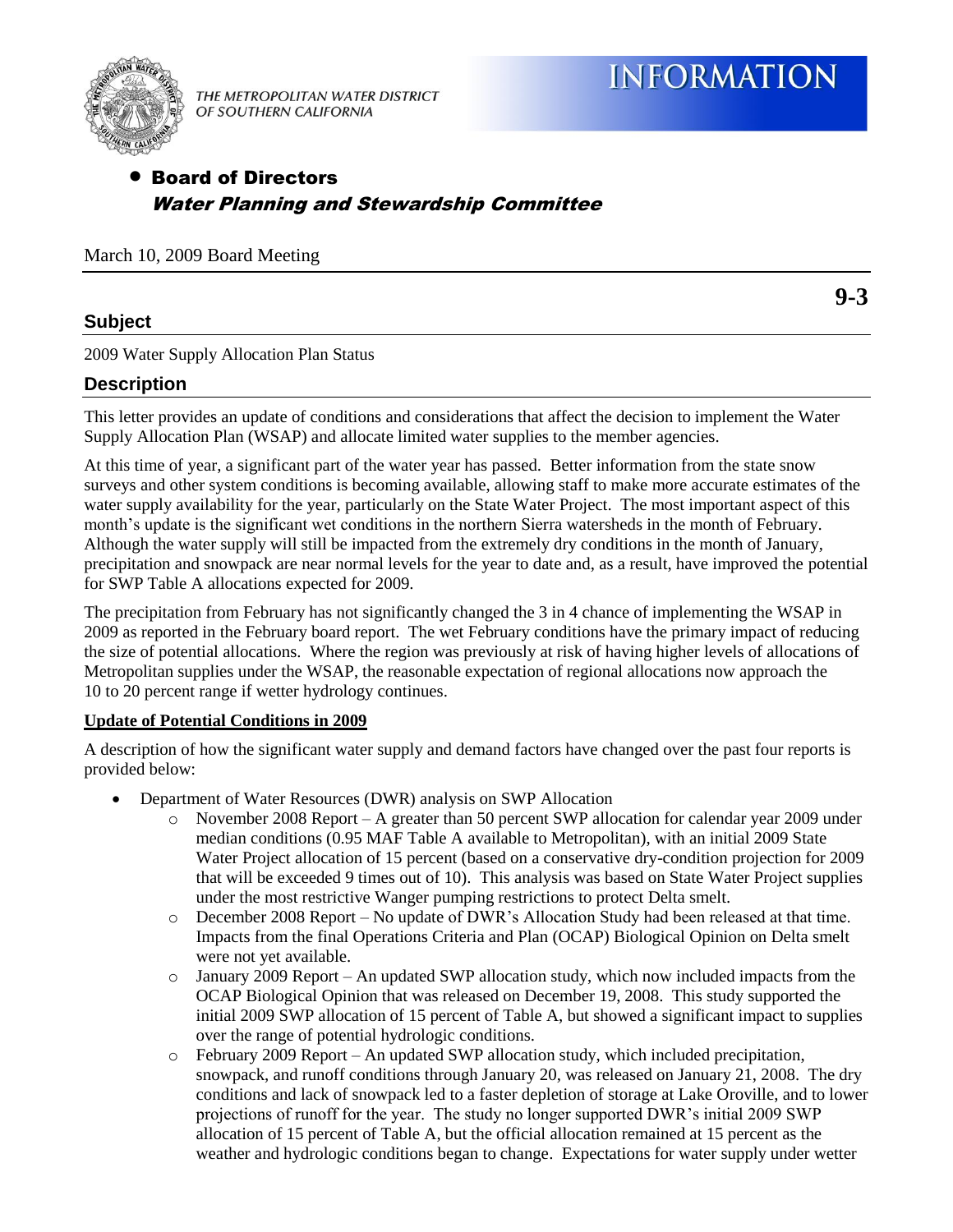THE METROPOLITAN WATER DISTRICT OF SOUTHERN CALIFORNIA

# INFORMATION

- **Board of Directors**
  ***Water Planning and Stewardship Committee***

March 10, 2009 Board Meeting

**9-3**

## Subject

2009 Water Supply Allocation Plan Status

## Description

This letter provides an update of conditions and considerations that affect the decision to implement the Water Supply Allocation Plan (WSAP) and allocate limited water supplies to the member agencies.

At this time of year, a significant part of the water year has passed. Better information from the state snow surveys and other system conditions is becoming available, allowing staff to make more accurate estimates of the water supply availability for the year, particularly on the State Water Project. The most important aspect of this month's update is the significant wet conditions in the northern Sierra watersheds in the month of February. Although the water supply will still be impacted from the extremely dry conditions in the month of January, precipitation and snowpack are near normal levels for the year to date and, as a result, have improved the potential for SWP Table A allocations expected for 2009.

The precipitation from February has not significantly changed the 3 in 4 chance of implementing the WSAP in 2009 as reported in the February board report. The wet February conditions have the primary impact of reducing the size of potential allocations. Where the region was previously at risk of having higher levels of allocations of Metropolitan supplies under the WSAP, the reasonable expectation of regional allocations now approach the 10 to 20 percent range if wetter hydrology continues.

**Update of Potential Conditions in 2009**

A description of how the significant water supply and demand factors have changed over the past four reports is provided below:

- Department of Water Resources (DWR) analysis on SWP Allocation
  - November 2008 Report – A greater than 50 percent SWP allocation for calendar year 2009 under median conditions (0.95 MAF Table A available to Metropolitan), with an initial 2009 State Water Project allocation of 15 percent (based on a conservative dry-condition projection for 2009 that will be exceeded 9 times out of 10). This analysis was based on State Water Project supplies under the most restrictive Wanger pumping restrictions to protect Delta smelt.
  - December 2008 Report – No update of DWR's Allocation Study had been released at that time. Impacts from the final Operations Criteria and Plan (OCAP) Biological Opinion on Delta smelt were not yet available.
  - January 2009 Report – An updated SWP allocation study, which now included impacts from the OCAP Biological Opinion that was released on December 19, 2008. This study supported the initial 2009 SWP allocation of 15 percent of Table A, but showed a significant impact to supplies over the range of potential hydrologic conditions.
  - February 2009 Report – An updated SWP allocation study, which included precipitation, snowpack, and runoff conditions through January 20, was released on January 21, 2008. The dry conditions and lack of snowpack led to a faster depletion of storage at Lake Oroville, and to lower projections of runoff for the year. The study no longer supported DWR's initial 2009 SWP allocation of 15 percent of Table A, but the official allocation remained at 15 percent as the weather and hydrologic conditions began to change. Expectations for water supply under wetter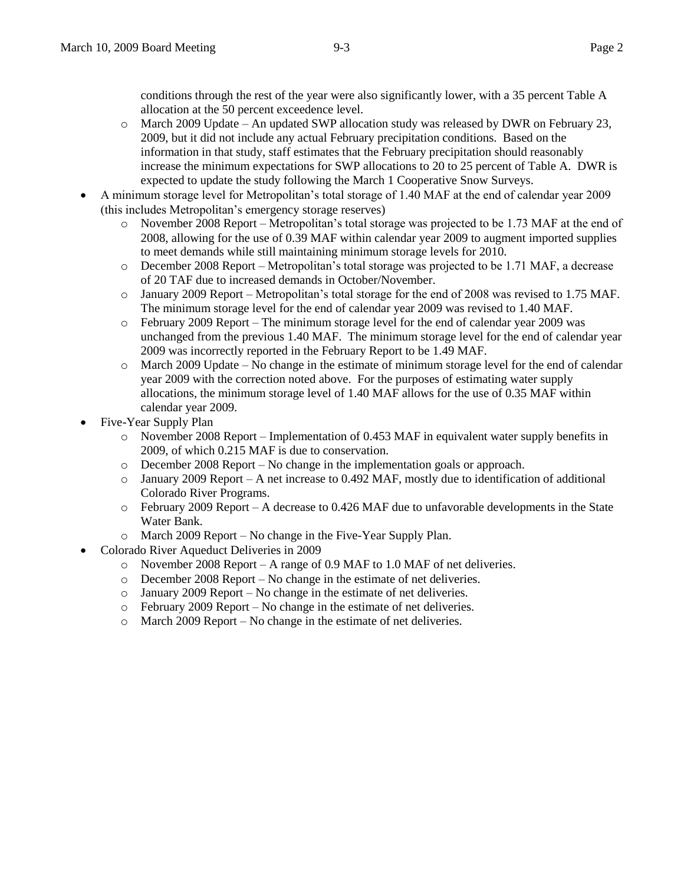conditions through the rest of the year were also significantly lower, with a 35 percent Table A allocation at the 50 percent exceedence level.

    - March 2009 Update – An updated SWP allocation study was released by DWR on February 23, 2009, but it did not include any actual February precipitation conditions. Based on the information in that study, staff estimates that the February precipitation should reasonably increase the minimum expectations for SWP allocations to 20 to 25 percent of Table A. DWR is expected to update the study following the March 1 Cooperative Snow Surveys.

- A minimum storage level for Metropolitan's total storage of 1.40 MAF at the end of calendar year 2009 (this includes Metropolitan's emergency storage reserves)
    - November 2008 Report – Metropolitan's total storage was projected to be 1.73 MAF at the end of 2008, allowing for the use of 0.39 MAF within calendar year 2009 to augment imported supplies to meet demands while still maintaining minimum storage levels for 2010.
    - December 2008 Report – Metropolitan's total storage was projected to be 1.71 MAF, a decrease of 20 TAF due to increased demands in October/November.
    - January 2009 Report – Metropolitan's total storage for the end of 2008 was revised to 1.75 MAF. The minimum storage level for the end of calendar year 2009 was revised to 1.40 MAF.
    - February 2009 Report – The minimum storage level for the end of calendar year 2009 was unchanged from the previous 1.40 MAF. The minimum storage level for the end of calendar year 2009 was incorrectly reported in the February Report to be 1.49 MAF.
    - March 2009 Update – No change in the estimate of minimum storage level for the end of calendar year 2009 with the correction noted above. For the purposes of estimating water supply allocations, the minimum storage level of 1.40 MAF allows for the use of 0.35 MAF within calendar year 2009.
- Five-Year Supply Plan
    - November 2008 Report – Implementation of 0.453 MAF in equivalent water supply benefits in 2009, of which 0.215 MAF is due to conservation.
    - December 2008 Report – No change in the implementation goals or approach.
    - January 2009 Report – A net increase to 0.492 MAF, mostly due to identification of additional Colorado River Programs.
    - February 2009 Report – A decrease to 0.426 MAF due to unfavorable developments in the State Water Bank.
    - March 2009 Report – No change in the Five-Year Supply Plan.
- Colorado River Aqueduct Deliveries in 2009
    - November 2008 Report – A range of 0.9 MAF to 1.0 MAF of net deliveries.
    - December 2008 Report – No change in the estimate of net deliveries.
    - January 2009 Report – No change in the estimate of net deliveries.
    - February 2009 Report – No change in the estimate of net deliveries.
    - March 2009 Report – No change in the estimate of net deliveries.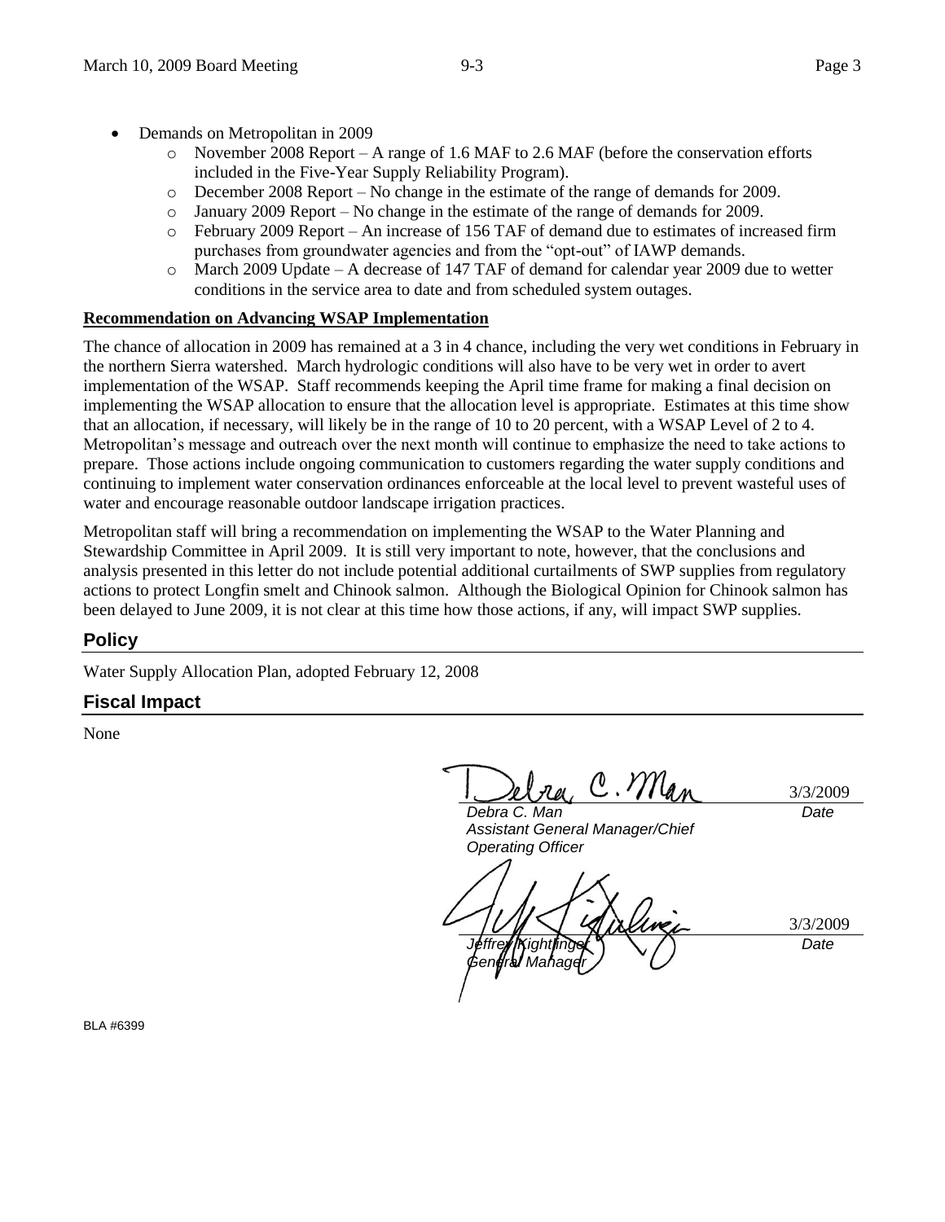- Demands on Metropolitan in 2009
  - November 2008 Report – A range of 1.6 MAF to 2.6 MAF (before the conservation efforts included in the Five-Year Supply Reliability Program).
  - December 2008 Report – No change in the estimate of the range of demands for 2009.
  - January 2009 Report – No change in the estimate of the range of demands for 2009.
  - February 2009 Report – An increase of 156 TAF of demand due to estimates of increased firm purchases from groundwater agencies and from the "opt-out" of IAWP demands.
  - March 2009 Update – A decrease of 147 TAF of demand for calendar year 2009 due to wetter conditions in the service area to date and from scheduled system outages.

**Recommendation on Advancing WSAP Implementation**

The chance of allocation in 2009 has remained at a 3 in 4 chance, including the very wet conditions in February in the northern Sierra watershed. March hydrologic conditions will also have to be very wet in order to avert implementation of the WSAP. Staff recommends keeping the April time frame for making a final decision on implementing the WSAP allocation to ensure that the allocation level is appropriate. Estimates at this time show that an allocation, if necessary, will likely be in the range of 10 to 20 percent, with a WSAP Level of 2 to 4. Metropolitan's message and outreach over the next month will continue to emphasize the need to take actions to prepare. Those actions include ongoing communication to customers regarding the water supply conditions and continuing to implement water conservation ordinances enforceable at the local level to prevent wasteful uses of water and encourage reasonable outdoor landscape irrigation practices.

Metropolitan staff will bring a recommendation on implementing the WSAP to the Water Planning and Stewardship Committee in April 2009. It is still very important to note, however, that the conclusions and analysis presented in this letter do not include potential additional curtailments of SWP supplies from regulatory actions to protect Longfin smelt and Chinook salmon. Although the Biological Opinion for Chinook salmon has been delayed to June 2009, it is not clear at this time how those actions, if any, will impact SWP supplies.

## Policy

Water Supply Allocation Plan, adopted February 12, 2008

## Fiscal Impact

None

3/3/2009

*Debra C. Man* — *Date*
*Assistant General Manager/Chief Operating Officer*

3/3/2009

*Jeffrey Kightlinger* — *Date*
*General Manager*

BLA #6399